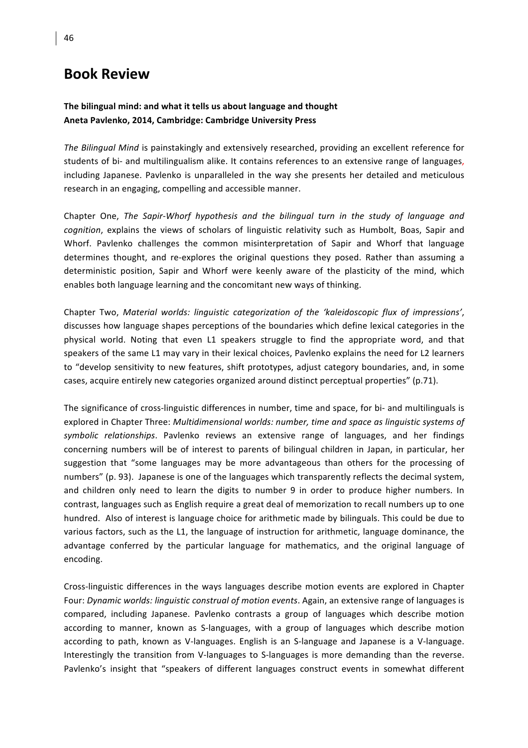# Book Review

**The bilingual mind: and what it tells us about language and thought**
**Aneta Pavlenko, 2014, Cambridge: Cambridge University Press**

*The Bilingual Mind* is painstakingly and extensively researched, providing an excellent reference for students of bi- and multilingualism alike. It contains references to an extensive range of languages, including Japanese. Pavlenko is unparalleled in the way she presents her detailed and meticulous research in an engaging, compelling and accessible manner.

Chapter One, *The Sapir-Whorf hypothesis and the bilingual turn in the study of language and cognition*, explains the views of scholars of linguistic relativity such as Humbolt, Boas, Sapir and Whorf. Pavlenko challenges the common misinterpretation of Sapir and Whorf that language determines thought, and re-explores the original questions they posed. Rather than assuming a deterministic position, Sapir and Whorf were keenly aware of the plasticity of the mind, which enables both language learning and the concomitant new ways of thinking.

Chapter Two, *Material worlds: linguistic categorization of the 'kaleidoscopic flux of impressions'*, discusses how language shapes perceptions of the boundaries which define lexical categories in the physical world. Noting that even L1 speakers struggle to find the appropriate word, and that speakers of the same L1 may vary in their lexical choices, Pavlenko explains the need for L2 learners to "develop sensitivity to new features, shift prototypes, adjust category boundaries, and, in some cases, acquire entirely new categories organized around distinct perceptual properties" (p.71).

The significance of cross-linguistic differences in number, time and space, for bi- and multilinguals is explored in Chapter Three: *Multidimensional worlds: number, time and space as linguistic systems of symbolic relationships*. Pavlenko reviews an extensive range of languages, and her findings concerning numbers will be of interest to parents of bilingual children in Japan, in particular, her suggestion that "some languages may be more advantageous than others for the processing of numbers" (p. 93). Japanese is one of the languages which transparently reflects the decimal system, and children only need to learn the digits to number 9 in order to produce higher numbers. In contrast, languages such as English require a great deal of memorization to recall numbers up to one hundred. Also of interest is language choice for arithmetic made by bilinguals. This could be due to various factors, such as the L1, the language of instruction for arithmetic, language dominance, the advantage conferred by the particular language for mathematics, and the original language of encoding.

Cross-linguistic differences in the ways languages describe motion events are explored in Chapter Four: *Dynamic worlds: linguistic construal of motion events*. Again, an extensive range of languages is compared, including Japanese. Pavlenko contrasts a group of languages which describe motion according to manner, known as S-languages, with a group of languages which describe motion according to path, known as V-languages. English is an S-language and Japanese is a V-language. Interestingly the transition from V-languages to S-languages is more demanding than the reverse. Pavlenko's insight that "speakers of different languages construct events in somewhat different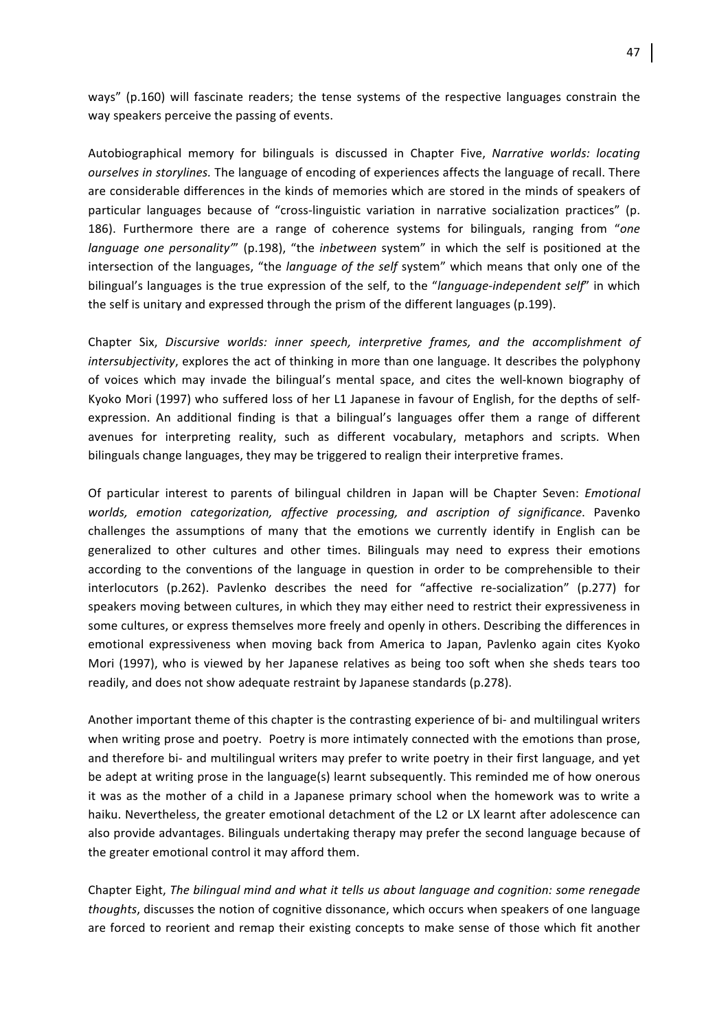ways" (p.160) will fascinate readers; the tense systems of the respective languages constrain the way speakers perceive the passing of events.

Autobiographical memory for bilinguals is discussed in Chapter Five, *Narrative worlds: locating ourselves in storylines.* The language of encoding of experiences affects the language of recall. There are considerable differences in the kinds of memories which are stored in the minds of speakers of particular languages because of "cross-linguistic variation in narrative socialization practices" (p. 186). Furthermore there are a range of coherence systems for bilinguals, ranging from "*one language one personality'*" (p.198), "the *inbetween* system" in which the self is positioned at the intersection of the languages, "the *language of the self* system" which means that only one of the bilingual's languages is the true expression of the self, to the "*language-independent self*" in which the self is unitary and expressed through the prism of the different languages (p.199).

Chapter Six, *Discursive worlds: inner speech, interpretive frames, and the accomplishment of intersubjectivity*, explores the act of thinking in more than one language. It describes the polyphony of voices which may invade the bilingual's mental space, and cites the well-known biography of Kyoko Mori (1997) who suffered loss of her L1 Japanese in favour of English, for the depths of self-expression. An additional finding is that a bilingual's languages offer them a range of different avenues for interpreting reality, such as different vocabulary, metaphors and scripts. When bilinguals change languages, they may be triggered to realign their interpretive frames.

Of particular interest to parents of bilingual children in Japan will be Chapter Seven: *Emotional worlds, emotion categorization, affective processing, and ascription of significance*. Pavenko challenges the assumptions of many that the emotions we currently identify in English can be generalized to other cultures and other times. Bilinguals may need to express their emotions according to the conventions of the language in question in order to be comprehensible to their interlocutors (p.262). Pavlenko describes the need for "affective re-socialization" (p.277) for speakers moving between cultures, in which they may either need to restrict their expressiveness in some cultures, or express themselves more freely and openly in others. Describing the differences in emotional expressiveness when moving back from America to Japan, Pavlenko again cites Kyoko Mori (1997), who is viewed by her Japanese relatives as being too soft when she sheds tears too readily, and does not show adequate restraint by Japanese standards (p.278).

Another important theme of this chapter is the contrasting experience of bi- and multilingual writers when writing prose and poetry. Poetry is more intimately connected with the emotions than prose, and therefore bi- and multilingual writers may prefer to write poetry in their first language, and yet be adept at writing prose in the language(s) learnt subsequently. This reminded me of how onerous it was as the mother of a child in a Japanese primary school when the homework was to write a haiku. Nevertheless, the greater emotional detachment of the L2 or LX learnt after adolescence can also provide advantages. Bilinguals undertaking therapy may prefer the second language because of the greater emotional control it may afford them.

Chapter Eight, *The bilingual mind and what it tells us about language and cognition: some renegade thoughts*, discusses the notion of cognitive dissonance, which occurs when speakers of one language are forced to reorient and remap their existing concepts to make sense of those which fit another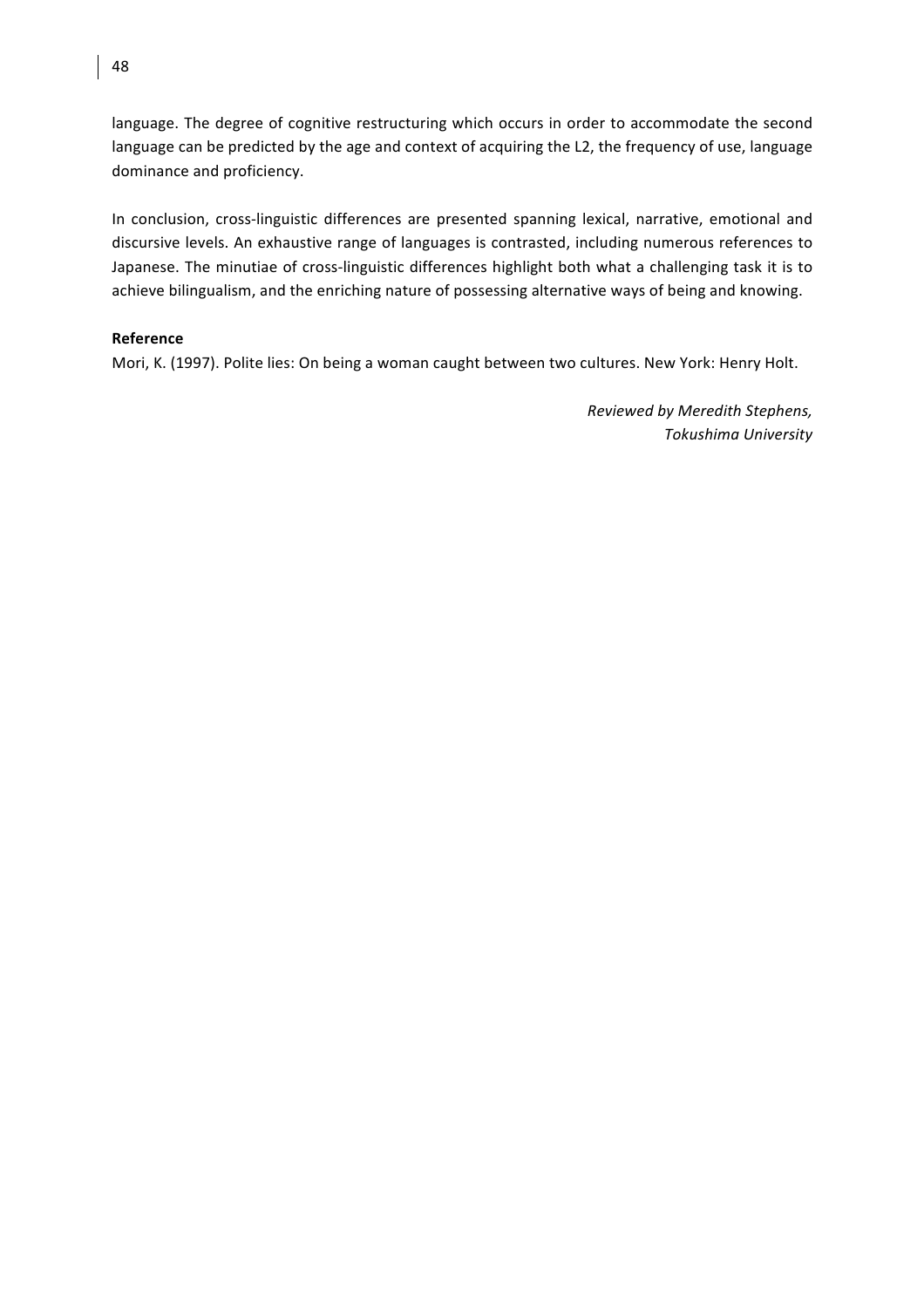language. The degree of cognitive restructuring which occurs in order to accommodate the second language can be predicted by the age and context of acquiring the L2, the frequency of use, language dominance and proficiency.

In conclusion, cross-linguistic differences are presented spanning lexical, narrative, emotional and discursive levels. An exhaustive range of languages is contrasted, including numerous references to Japanese. The minutiae of cross-linguistic differences highlight both what a challenging task it is to achieve bilingualism, and the enriching nature of possessing alternative ways of being and knowing.

**Reference**

Mori, K. (1997). Polite lies: On being a woman caught between two cultures. New York: Henry Holt.

*Reviewed by Meredith Stephens,*
*Tokushima University*